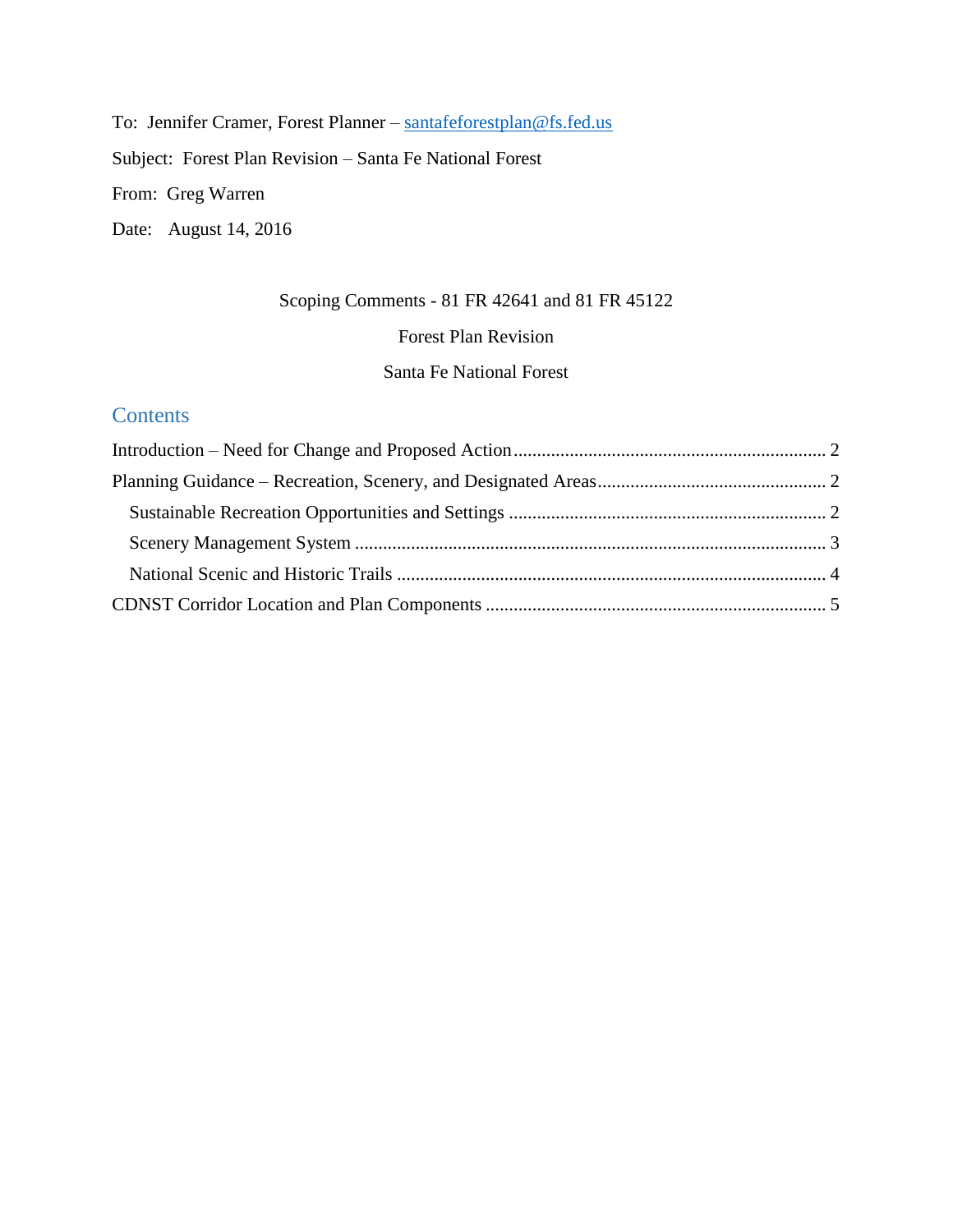To: Jennifer Cramer, Forest Planner – santafeforestplan@fs.fed.us

Subject: Forest Plan Revision – Santa Fe National Forest

From: Greg Warren

Date: August 14, 2016

Scoping Comments - 81 FR 42641 and 81 FR 45122

Forest Plan Revision

Santa Fe National Forest

## Contents

Introduction – Need for Change and Proposed Action .................................................................. 2

Planning Guidance – Recreation, Scenery, and Designated Areas................................................ 2

- Sustainable Recreation Opportunities and Settings .................................................................... 2
- Scenery Management System ..................................................................................................... 3
- National Scenic and Historic Trails ........................................................................................... 4

CDNST Corridor Location and Plan Components ......................................................................... 5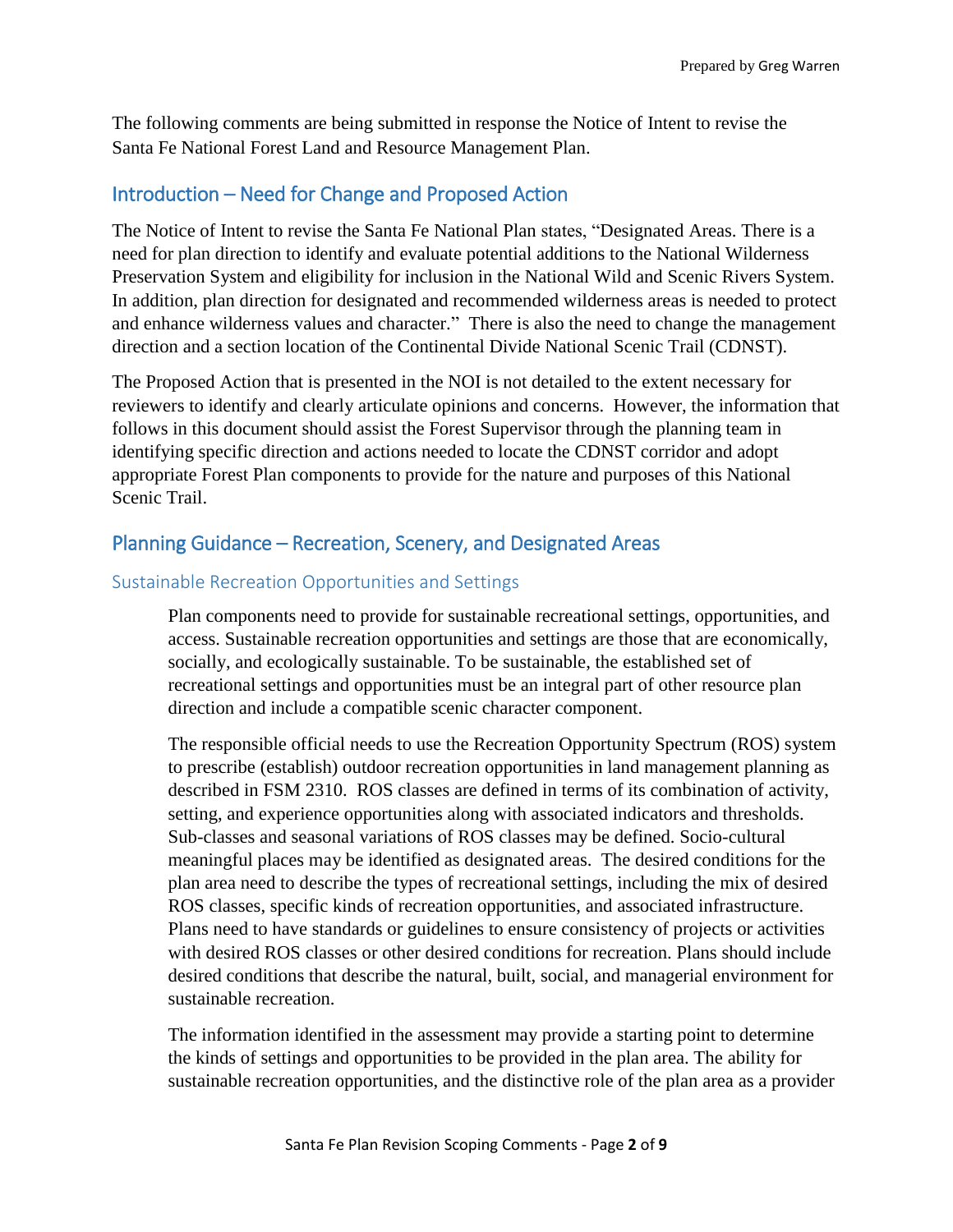The following comments are being submitted in response the Notice of Intent to revise the Santa Fe National Forest Land and Resource Management Plan.

## Introduction – Need for Change and Proposed Action

The Notice of Intent to revise the Santa Fe National Plan states, "Designated Areas. There is a need for plan direction to identify and evaluate potential additions to the National Wilderness Preservation System and eligibility for inclusion in the National Wild and Scenic Rivers System. In addition, plan direction for designated and recommended wilderness areas is needed to protect and enhance wilderness values and character." There is also the need to change the management direction and a section location of the Continental Divide National Scenic Trail (CDNST).

The Proposed Action that is presented in the NOI is not detailed to the extent necessary for reviewers to identify and clearly articulate opinions and concerns. However, the information that follows in this document should assist the Forest Supervisor through the planning team in identifying specific direction and actions needed to locate the CDNST corridor and adopt appropriate Forest Plan components to provide for the nature and purposes of this National Scenic Trail.

## Planning Guidance – Recreation, Scenery, and Designated Areas

### Sustainable Recreation Opportunities and Settings

> Plan components need to provide for sustainable recreational settings, opportunities, and access. Sustainable recreation opportunities and settings are those that are economically, socially, and ecologically sustainable. To be sustainable, the established set of recreational settings and opportunities must be an integral part of other resource plan direction and include a compatible scenic character component.
>
> The responsible official needs to use the Recreation Opportunity Spectrum (ROS) system to prescribe (establish) outdoor recreation opportunities in land management planning as described in FSM 2310. ROS classes are defined in terms of its combination of activity, setting, and experience opportunities along with associated indicators and thresholds. Sub-classes and seasonal variations of ROS classes may be defined. Socio-cultural meaningful places may be identified as designated areas. The desired conditions for the plan area need to describe the types of recreational settings, including the mix of desired ROS classes, specific kinds of recreation opportunities, and associated infrastructure. Plans need to have standards or guidelines to ensure consistency of projects or activities with desired ROS classes or other desired conditions for recreation. Plans should include desired conditions that describe the natural, built, social, and managerial environment for sustainable recreation.
>
> The information identified in the assessment may provide a starting point to determine the kinds of settings and opportunities to be provided in the plan area. The ability for sustainable recreation opportunities, and the distinctive role of the plan area as a provider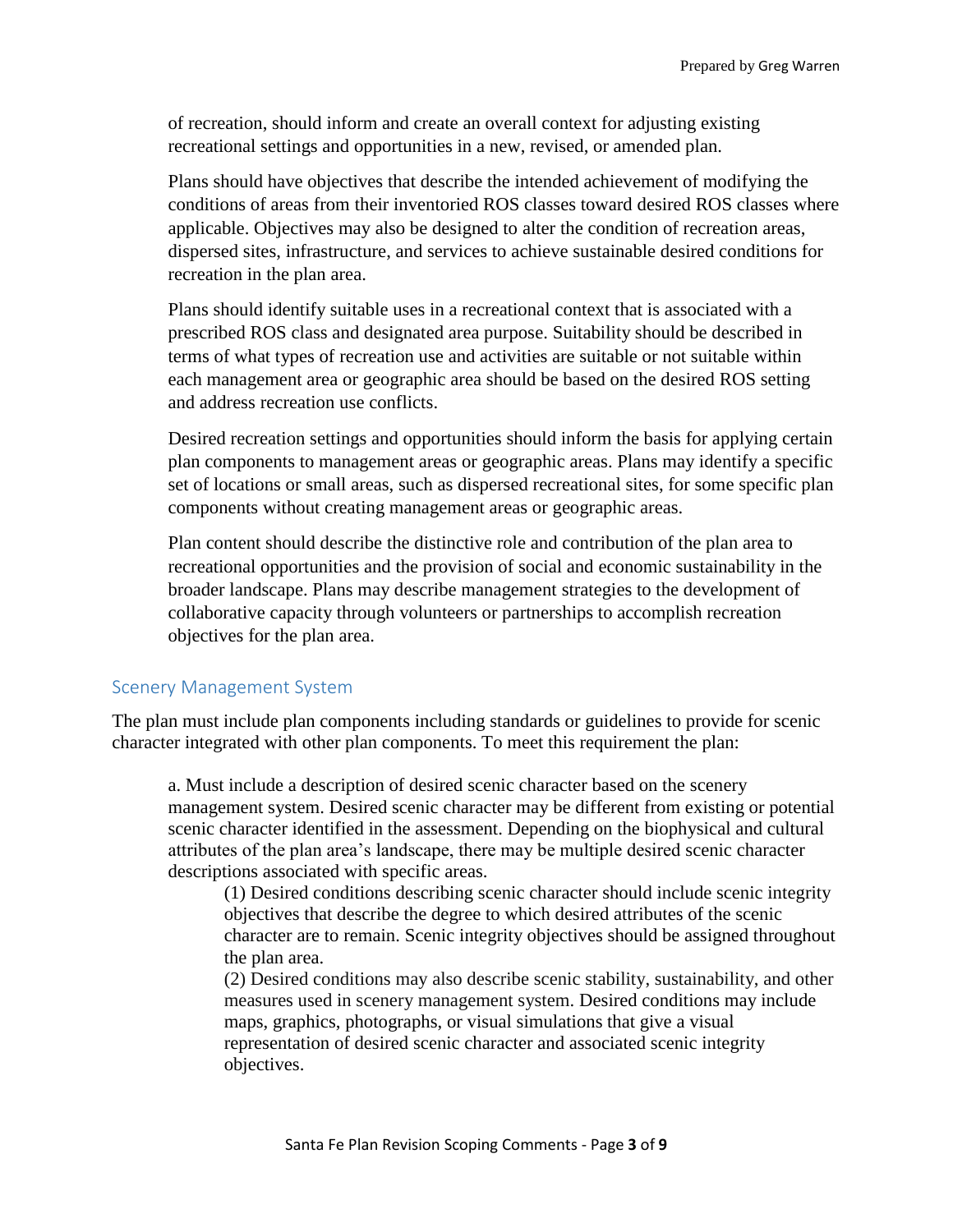of recreation, should inform and create an overall context for adjusting existing recreational settings and opportunities in a new, revised, or amended plan.

Plans should have objectives that describe the intended achievement of modifying the conditions of areas from their inventoried ROS classes toward desired ROS classes where applicable. Objectives may also be designed to alter the condition of recreation areas, dispersed sites, infrastructure, and services to achieve sustainable desired conditions for recreation in the plan area.

Plans should identify suitable uses in a recreational context that is associated with a prescribed ROS class and designated area purpose. Suitability should be described in terms of what types of recreation use and activities are suitable or not suitable within each management area or geographic area should be based on the desired ROS setting and address recreation use conflicts.

Desired recreation settings and opportunities should inform the basis for applying certain plan components to management areas or geographic areas. Plans may identify a specific set of locations or small areas, such as dispersed recreational sites, for some specific plan components without creating management areas or geographic areas.

Plan content should describe the distinctive role and contribution of the plan area to recreational opportunities and the provision of social and economic sustainability in the broader landscape. Plans may describe management strategies to the development of collaborative capacity through volunteers or partnerships to accomplish recreation objectives for the plan area.

## Scenery Management System

The plan must include plan components including standards or guidelines to provide for scenic character integrated with other plan components. To meet this requirement the plan:

a. Must include a description of desired scenic character based on the scenery management system. Desired scenic character may be different from existing or potential scenic character identified in the assessment. Depending on the biophysical and cultural attributes of the plan area's landscape, there may be multiple desired scenic character descriptions associated with specific areas.

(1) Desired conditions describing scenic character should include scenic integrity objectives that describe the degree to which desired attributes of the scenic character are to remain. Scenic integrity objectives should be assigned throughout the plan area.

(2) Desired conditions may also describe scenic stability, sustainability, and other measures used in scenery management system. Desired conditions may include maps, graphics, photographs, or visual simulations that give a visual representation of desired scenic character and associated scenic integrity objectives.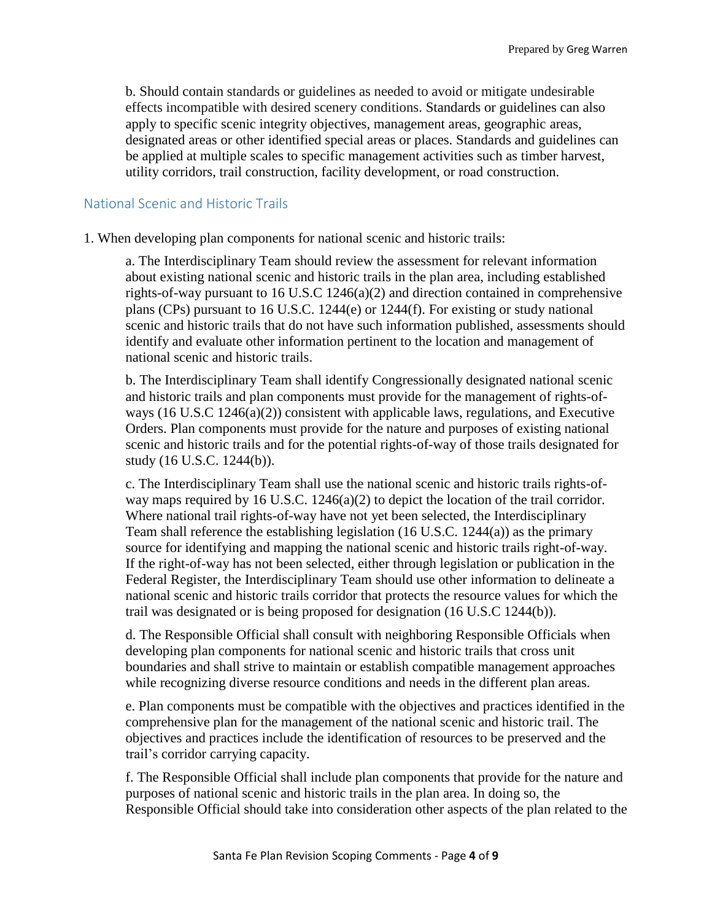b. Should contain standards or guidelines as needed to avoid or mitigate undesirable effects incompatible with desired scenery conditions. Standards or guidelines can also apply to specific scenic integrity objectives, management areas, geographic areas, designated areas or other identified special areas or places. Standards and guidelines can be applied at multiple scales to specific management activities such as timber harvest, utility corridors, trail construction, facility development, or road construction.

## National Scenic and Historic Trails

1. When developing plan components for national scenic and historic trails:

    a. The Interdisciplinary Team should review the assessment for relevant information about existing national scenic and historic trails in the plan area, including established rights-of-way pursuant to 16 U.S.C 1246(a)(2) and direction contained in comprehensive plans (CPs) pursuant to 16 U.S.C. 1244(e) or 1244(f). For existing or study national scenic and historic trails that do not have such information published, assessments should identify and evaluate other information pertinent to the location and management of national scenic and historic trails.

    b. The Interdisciplinary Team shall identify Congressionally designated national scenic and historic trails and plan components must provide for the management of rights-of-ways (16 U.S.C 1246(a)(2)) consistent with applicable laws, regulations, and Executive Orders. Plan components must provide for the nature and purposes of existing national scenic and historic trails and for the potential rights-of-way of those trails designated for study (16 U.S.C. 1244(b)).

    c. The Interdisciplinary Team shall use the national scenic and historic trails rights-of-way maps required by 16 U.S.C. 1246(a)(2) to depict the location of the trail corridor. Where national trail rights-of-way have not yet been selected, the Interdisciplinary Team shall reference the establishing legislation (16 U.S.C. 1244(a)) as the primary source for identifying and mapping the national scenic and historic trails right-of-way. If the right-of-way has not been selected, either through legislation or publication in the Federal Register, the Interdisciplinary Team should use other information to delineate a national scenic and historic trails corridor that protects the resource values for which the trail was designated or is being proposed for designation (16 U.S.C 1244(b)).

    d. The Responsible Official shall consult with neighboring Responsible Officials when developing plan components for national scenic and historic trails that cross unit boundaries and shall strive to maintain or establish compatible management approaches while recognizing diverse resource conditions and needs in the different plan areas.

    e. Plan components must be compatible with the objectives and practices identified in the comprehensive plan for the management of the national scenic and historic trail. The objectives and practices include the identification of resources to be preserved and the trail's corridor carrying capacity.

    f. The Responsible Official shall include plan components that provide for the nature and purposes of national scenic and historic trails in the plan area. In doing so, the Responsible Official should take into consideration other aspects of the plan related to the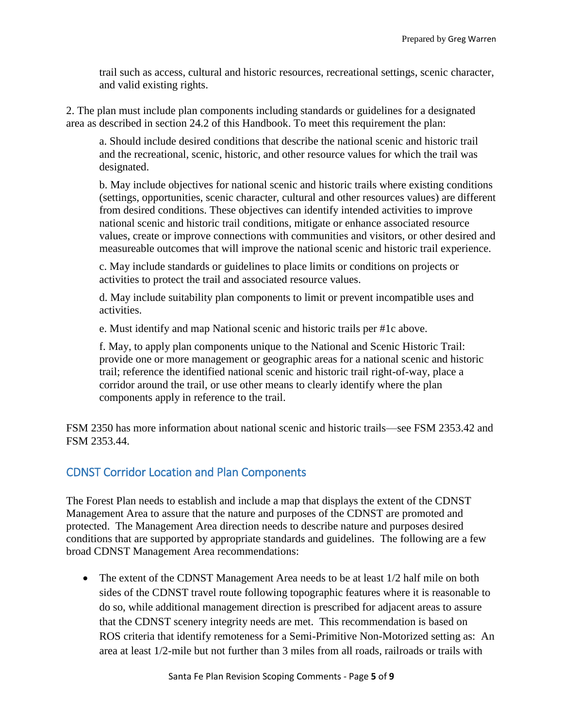trail such as access, cultural and historic resources, recreational settings, scenic character, and valid existing rights.

2. The plan must include plan components including standards or guidelines for a designated area as described in section 24.2 of this Handbook. To meet this requirement the plan:

a. Should include desired conditions that describe the national scenic and historic trail and the recreational, scenic, historic, and other resource values for which the trail was designated.

b. May include objectives for national scenic and historic trails where existing conditions (settings, opportunities, scenic character, cultural and other resources values) are different from desired conditions. These objectives can identify intended activities to improve national scenic and historic trail conditions, mitigate or enhance associated resource values, create or improve connections with communities and visitors, or other desired and measureable outcomes that will improve the national scenic and historic trail experience.

c. May include standards or guidelines to place limits or conditions on projects or activities to protect the trail and associated resource values.

d. May include suitability plan components to limit or prevent incompatible uses and activities.

e. Must identify and map National scenic and historic trails per #1c above.

f. May, to apply plan components unique to the National and Scenic Historic Trail: provide one or more management or geographic areas for a national scenic and historic trail; reference the identified national scenic and historic trail right-of-way, place a corridor around the trail, or use other means to clearly identify where the plan components apply in reference to the trail.

FSM 2350 has more information about national scenic and historic trails—see FSM 2353.42 and FSM 2353.44.

## CDNST Corridor Location and Plan Components

The Forest Plan needs to establish and include a map that displays the extent of the CDNST Management Area to assure that the nature and purposes of the CDNST are promoted and protected. The Management Area direction needs to describe nature and purposes desired conditions that are supported by appropriate standards and guidelines. The following are a few broad CDNST Management Area recommendations:

- The extent of the CDNST Management Area needs to be at least 1/2 half mile on both sides of the CDNST travel route following topographic features where it is reasonable to do so, while additional management direction is prescribed for adjacent areas to assure that the CDNST scenery integrity needs are met. This recommendation is based on ROS criteria that identify remoteness for a Semi-Primitive Non-Motorized setting as: An area at least 1/2-mile but not further than 3 miles from all roads, railroads or trails with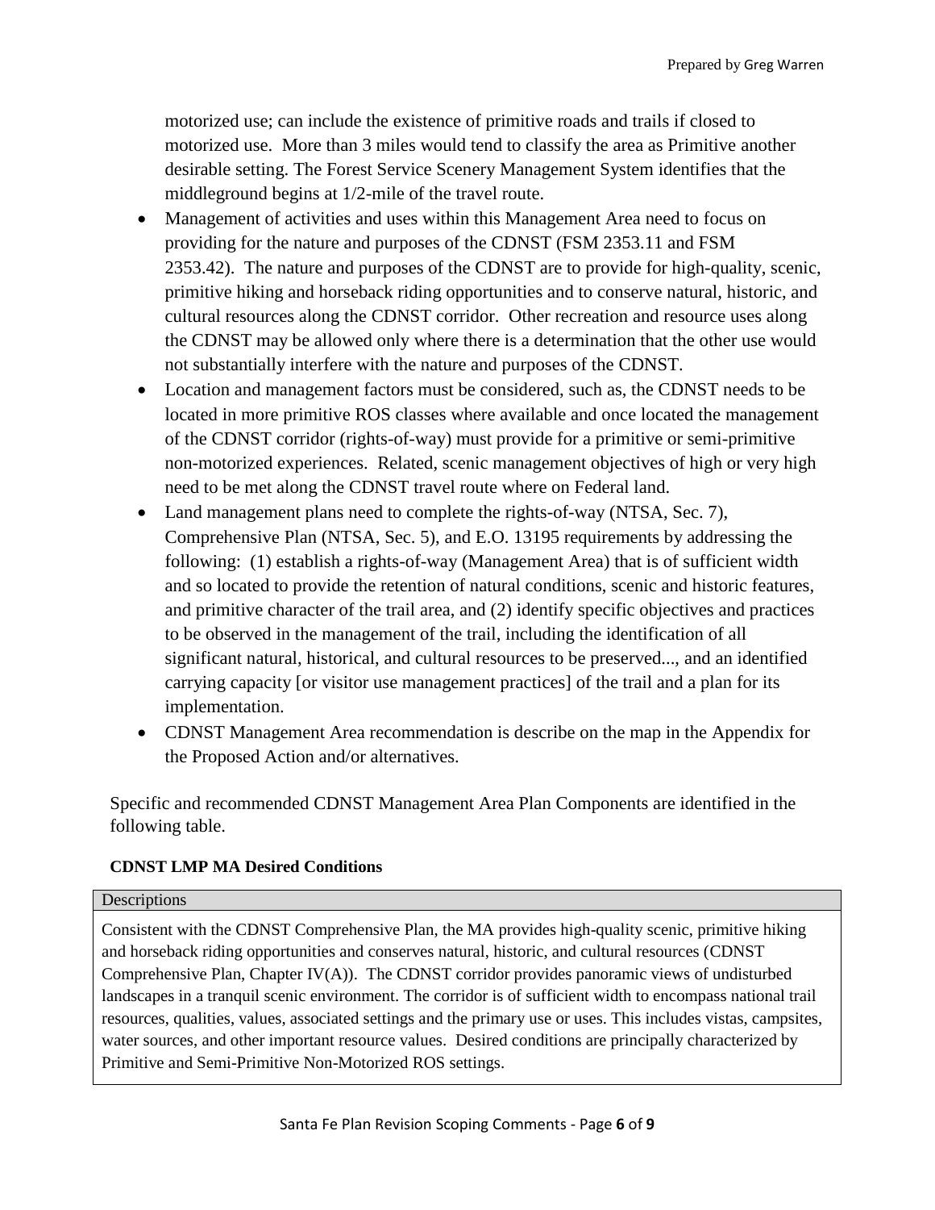motorized use; can include the existence of primitive roads and trails if closed to motorized use. More than 3 miles would tend to classify the area as Primitive another desirable setting. The Forest Service Scenery Management System identifies that the middleground begins at 1/2-mile of the travel route.

- Management of activities and uses within this Management Area need to focus on providing for the nature and purposes of the CDNST (FSM 2353.11 and FSM 2353.42). The nature and purposes of the CDNST are to provide for high-quality, scenic, primitive hiking and horseback riding opportunities and to conserve natural, historic, and cultural resources along the CDNST corridor. Other recreation and resource uses along the CDNST may be allowed only where there is a determination that the other use would not substantially interfere with the nature and purposes of the CDNST.
- Location and management factors must be considered, such as, the CDNST needs to be located in more primitive ROS classes where available and once located the management of the CDNST corridor (rights-of-way) must provide for a primitive or semi-primitive non-motorized experiences. Related, scenic management objectives of high or very high need to be met along the CDNST travel route where on Federal land.
- Land management plans need to complete the rights-of-way (NTSA, Sec. 7), Comprehensive Plan (NTSA, Sec. 5), and E.O. 13195 requirements by addressing the following: (1) establish a rights-of-way (Management Area) that is of sufficient width and so located to provide the retention of natural conditions, scenic and historic features, and primitive character of the trail area, and (2) identify specific objectives and practices to be observed in the management of the trail, including the identification of all significant natural, historical, and cultural resources to be preserved..., and an identified carrying capacity [or visitor use management practices] of the trail and a plan for its implementation.
- CDNST Management Area recommendation is describe on the map in the Appendix for the Proposed Action and/or alternatives.

Specific and recommended CDNST Management Area Plan Components are identified in the following table.

**CDNST LMP MA Desired Conditions**

| Descriptions |
|---|
| Consistent with the CDNST Comprehensive Plan, the MA provides high-quality scenic, primitive hiking and horseback riding opportunities and conserves natural, historic, and cultural resources (CDNST Comprehensive Plan, Chapter IV(A)). The CDNST corridor provides panoramic views of undisturbed landscapes in a tranquil scenic environment. The corridor is of sufficient width to encompass national trail resources, qualities, values, associated settings and the primary use or uses. This includes vistas, campsites, water sources, and other important resource values. Desired conditions are principally characterized by Primitive and Semi-Primitive Non-Motorized ROS settings. |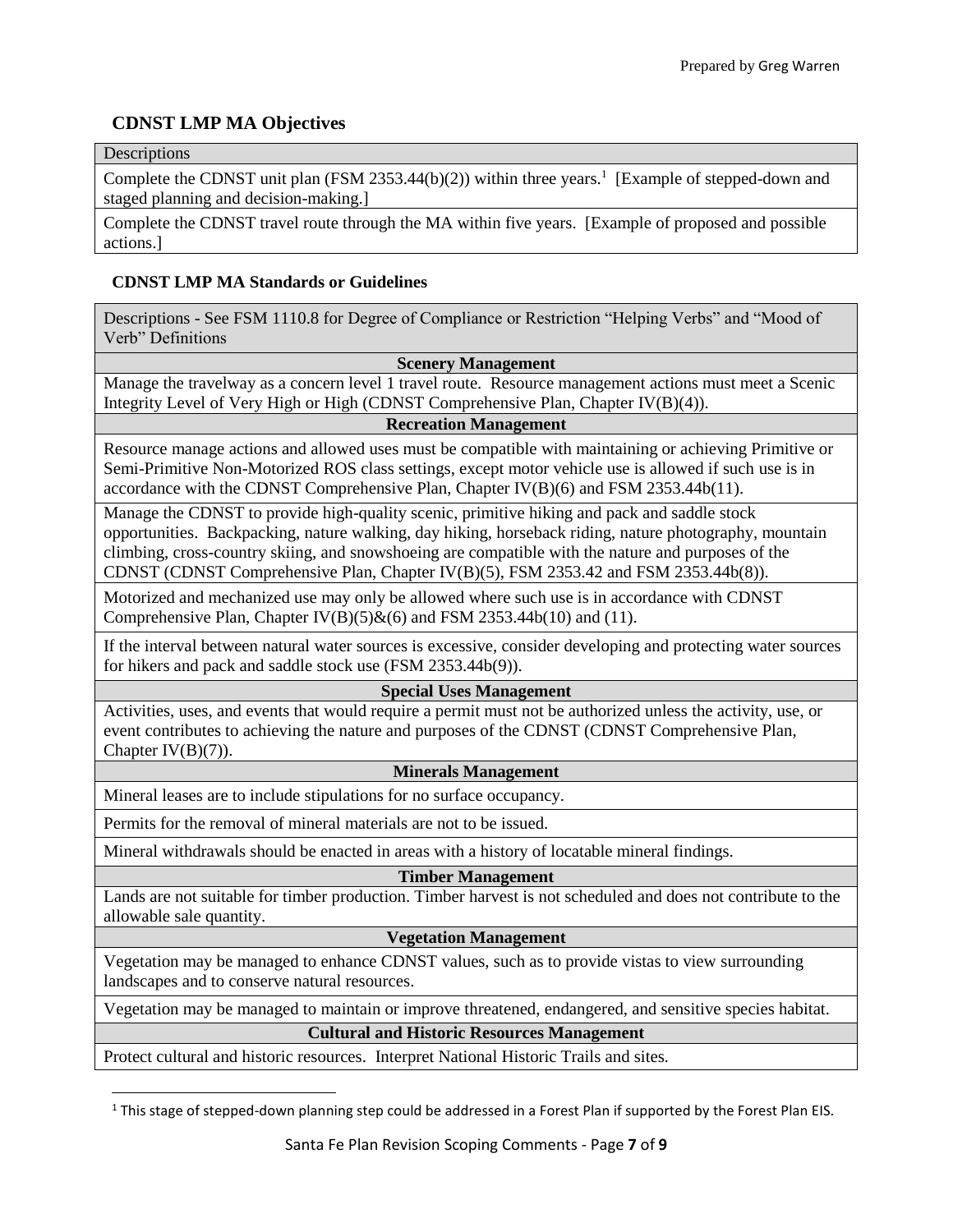### CDNST LMP MA Objectives

| Descriptions |
|---|
| Complete the CDNST unit plan (FSM 2353.44(b)(2)) within three years.[1] [Example of stepped-down and staged planning and decision-making.] |
| Complete the CDNST travel route through the MA within five years. [Example of proposed and possible actions.] |

### CDNST LMP MA Standards or Guidelines

| Descriptions - See FSM 1110.8 for Degree of Compliance or Restriction "Helping Verbs" and "Mood of Verb" Definitions |
|---|
| **Scenery Management** |
| Manage the travelway as a concern level 1 travel route. Resource management actions must meet a Scenic Integrity Level of Very High or High (CDNST Comprehensive Plan, Chapter IV(B)(4)). |
| **Recreation Management** |
| Resource manage actions and allowed uses must be compatible with maintaining or achieving Primitive or Semi-Primitive Non-Motorized ROS class settings, except motor vehicle use is allowed if such use is in accordance with the CDNST Comprehensive Plan, Chapter IV(B)(6) and FSM 2353.44b(11). |
| Manage the CDNST to provide high-quality scenic, primitive hiking and pack and saddle stock opportunities. Backpacking, nature walking, day hiking, horseback riding, nature photography, mountain climbing, cross-country skiing, and snowshoeing are compatible with the nature and purposes of the CDNST (CDNST Comprehensive Plan, Chapter IV(B)(5), FSM 2353.42 and FSM 2353.44b(8)). |
| Motorized and mechanized use may only be allowed where such use is in accordance with CDNST Comprehensive Plan, Chapter IV(B)(5)&(6) and FSM 2353.44b(10) and (11). |
| If the interval between natural water sources is excessive, consider developing and protecting water sources for hikers and pack and saddle stock use (FSM 2353.44b(9)). |
| **Special Uses Management** |
| Activities, uses, and events that would require a permit must not be authorized unless the activity, use, or event contributes to achieving the nature and purposes of the CDNST (CDNST Comprehensive Plan, Chapter IV(B)(7)). |
| **Minerals Management** |
| Mineral leases are to include stipulations for no surface occupancy. |
| Permits for the removal of mineral materials are not to be issued. |
| Mineral withdrawals should be enacted in areas with a history of locatable mineral findings. |
| **Timber Management** |
| Lands are not suitable for timber production. Timber harvest is not scheduled and does not contribute to the allowable sale quantity. |
| **Vegetation Management** |
| Vegetation may be managed to enhance CDNST values, such as to provide vistas to view surrounding landscapes and to conserve natural resources. |
| Vegetation may be managed to maintain or improve threatened, endangered, and sensitive species habitat. |
| **Cultural and Historic Resources Management** |
| Protect cultural and historic resources. Interpret National Historic Trails and sites. |

[1] This stage of stepped-down planning step could be addressed in a Forest Plan if supported by the Forest Plan EIS.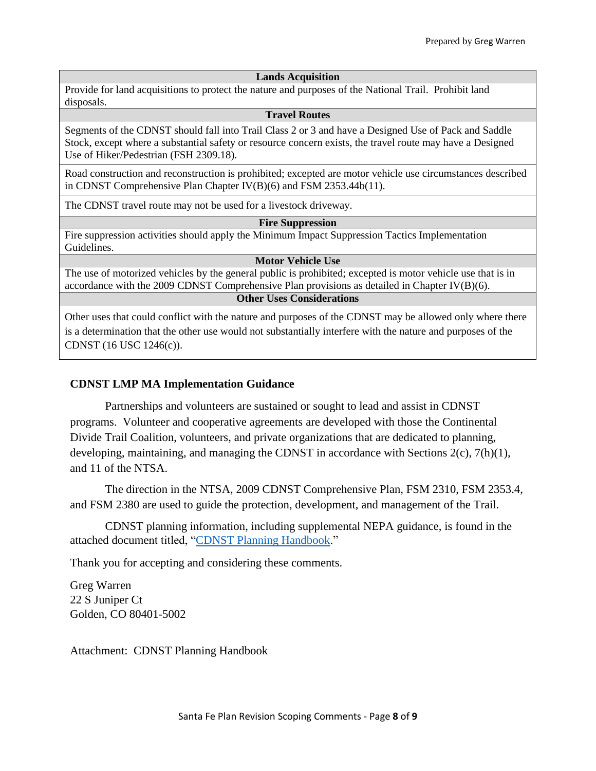| Lands Acquisition |
|---|
| Provide for land acquisitions to protect the nature and purposes of the National Trail. Prohibit land disposals. |
| **Travel Routes** |
| Segments of the CDNST should fall into Trail Class 2 or 3 and have a Designed Use of Pack and Saddle Stock, except where a substantial safety or resource concern exists, the travel route may have a Designed Use of Hiker/Pedestrian (FSH 2309.18). |
| Road construction and reconstruction is prohibited; excepted are motor vehicle use circumstances described in CDNST Comprehensive Plan Chapter IV(B)(6) and FSM 2353.44b(11). |
| The CDNST travel route may not be used for a livestock driveway. |
| **Fire Suppression** |
| Fire suppression activities should apply the Minimum Impact Suppression Tactics Implementation Guidelines. |
| **Motor Vehicle Use** |
| The use of motorized vehicles by the general public is prohibited; excepted is motor vehicle use that is in accordance with the 2009 CDNST Comprehensive Plan provisions as detailed in Chapter IV(B)(6). |
| **Other Uses Considerations** |
| Other uses that could conflict with the nature and purposes of the CDNST may be allowed only where there is a determination that the other use would not substantially interfere with the nature and purposes of the CDNST (16 USC 1246(c)). |

**CDNST LMP MA Implementation Guidance**

Partnerships and volunteers are sustained or sought to lead and assist in CDNST programs. Volunteer and cooperative agreements are developed with those the Continental Divide Trail Coalition, volunteers, and private organizations that are dedicated to planning, developing, maintaining, and managing the CDNST in accordance with Sections 2(c), 7(h)(1), and 11 of the NTSA.

The direction in the NTSA, 2009 CDNST Comprehensive Plan, FSM 2310, FSM 2353.4, and FSM 2380 are used to guide the protection, development, and management of the Trail.

CDNST planning information, including supplemental NEPA guidance, is found in the attached document titled, "CDNST Planning Handbook."

Thank you for accepting and considering these comments.

Greg Warren
22 S Juniper Ct
Golden, CO 80401-5002

Attachment: CDNST Planning Handbook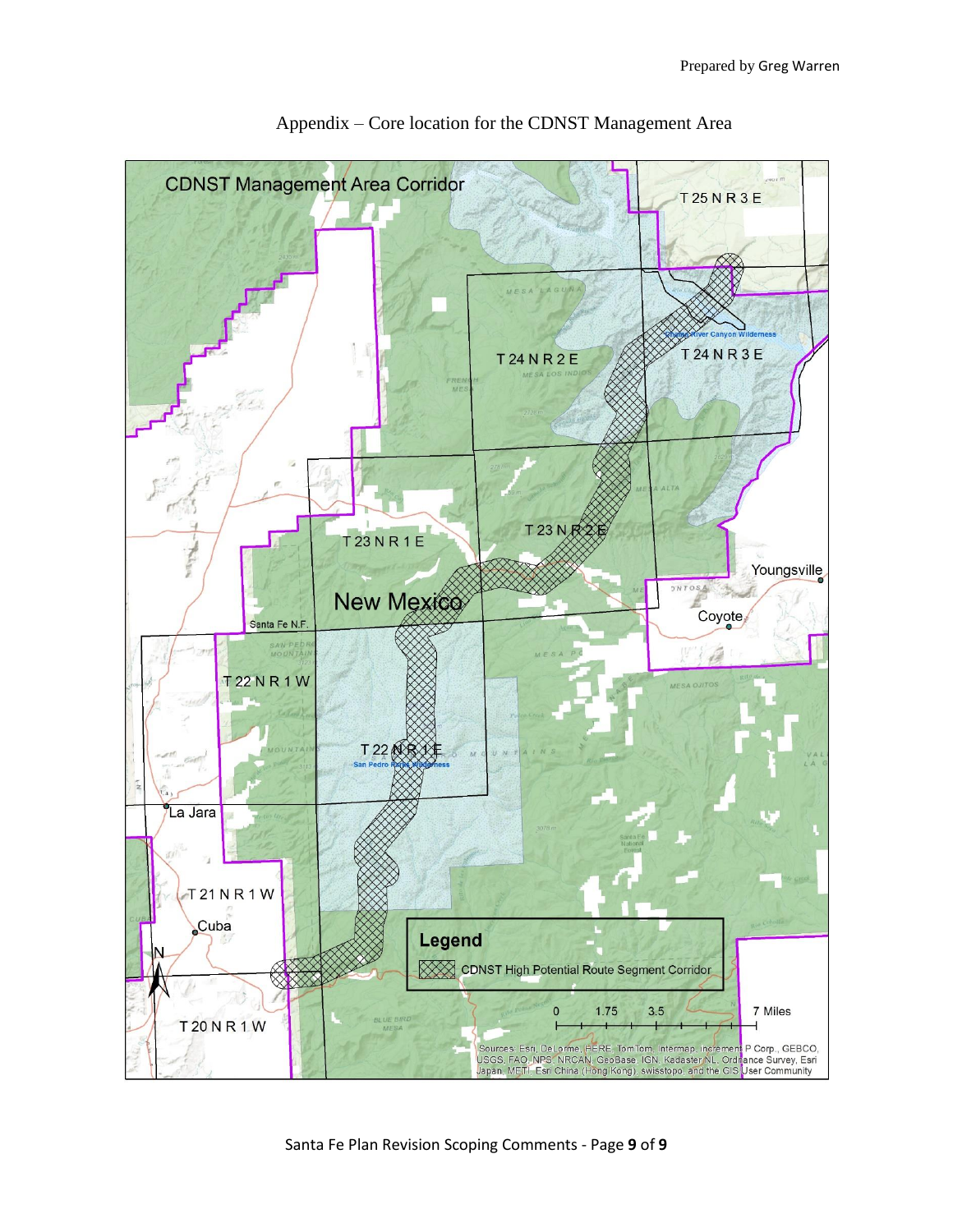Appendix – Core location for the CDNST Management Area

CDNST Management Area Corridor

T 25 N R 3 E

T 24 N R 2 E

T 24 N R 3 E

Chama River Canyon Wilderness

T 23 N R 1 E

T 23 N R 2 E

Youngsville

Coyote

New Mexico

Santa Fe N.F.

T 22 N R 1 W

T 22 N R 1 E

San Pedro Parks Wilderness

La Jara

T 21 N R 1 W

Cuba

T 20 N R 1 W

N

Legend

CDNST High Potential Route Segment Corridor

0 1.75 3.5 7 Miles

Sources: Esri, DeLorme, HERE, TomTom, Intermap, increment P Corp., GEBCO, USGS, FAO, NPS, NRCAN, GeoBase, IGN, Kadaster NL, Ordnance Survey, Esri Japan, METI, Esri China (Hong Kong), swisstopo, and the GIS User Community